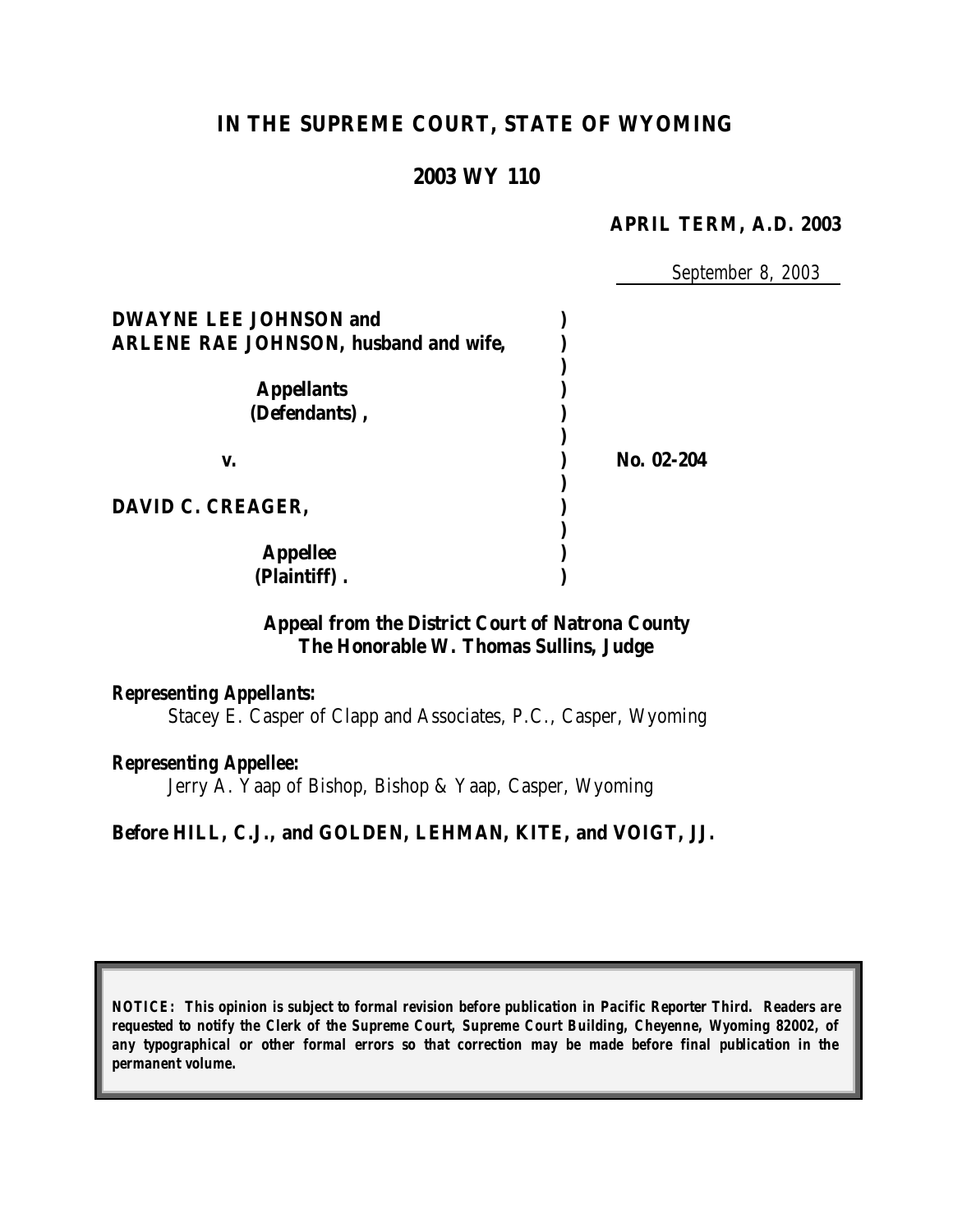# IN THE SUPREME COURT, STATE OF WYOMING

## 2003 WY 110

**APRIL TERM, A.D. 2003**

September 8, 2003

**DWAYNE LEE JOHNSON and ARLENE RAE JOHNSON, husband and wife,**

**Appellants (Defendants),**

**v.**

**DAVID C. CREAGER,**

**Appellee (Plaintiff).**

**No. 02-204**

**Appeal from the District Court of Natrona County**
**The Honorable W. Thomas Sullins, Judge**

***Representing Appellants:***
Stacey E. Casper of Clapp and Associates, P.C., Casper, Wyoming

***Representing Appellee:***
Jerry A. Yaap of Bishop, Bishop & Yaap, Casper, Wyoming

**Before HILL, C.J., and GOLDEN, LEHMAN, KITE, and VOIGT, JJ.**

***NOTICE: This opinion is subject to formal revision before publication in Pacific Reporter Third. Readers are requested to notify the Clerk of the Supreme Court, Supreme Court Building, Cheyenne, Wyoming 82002, of any typographical or other formal errors so that correction may be made before final publication in the permanent volume.***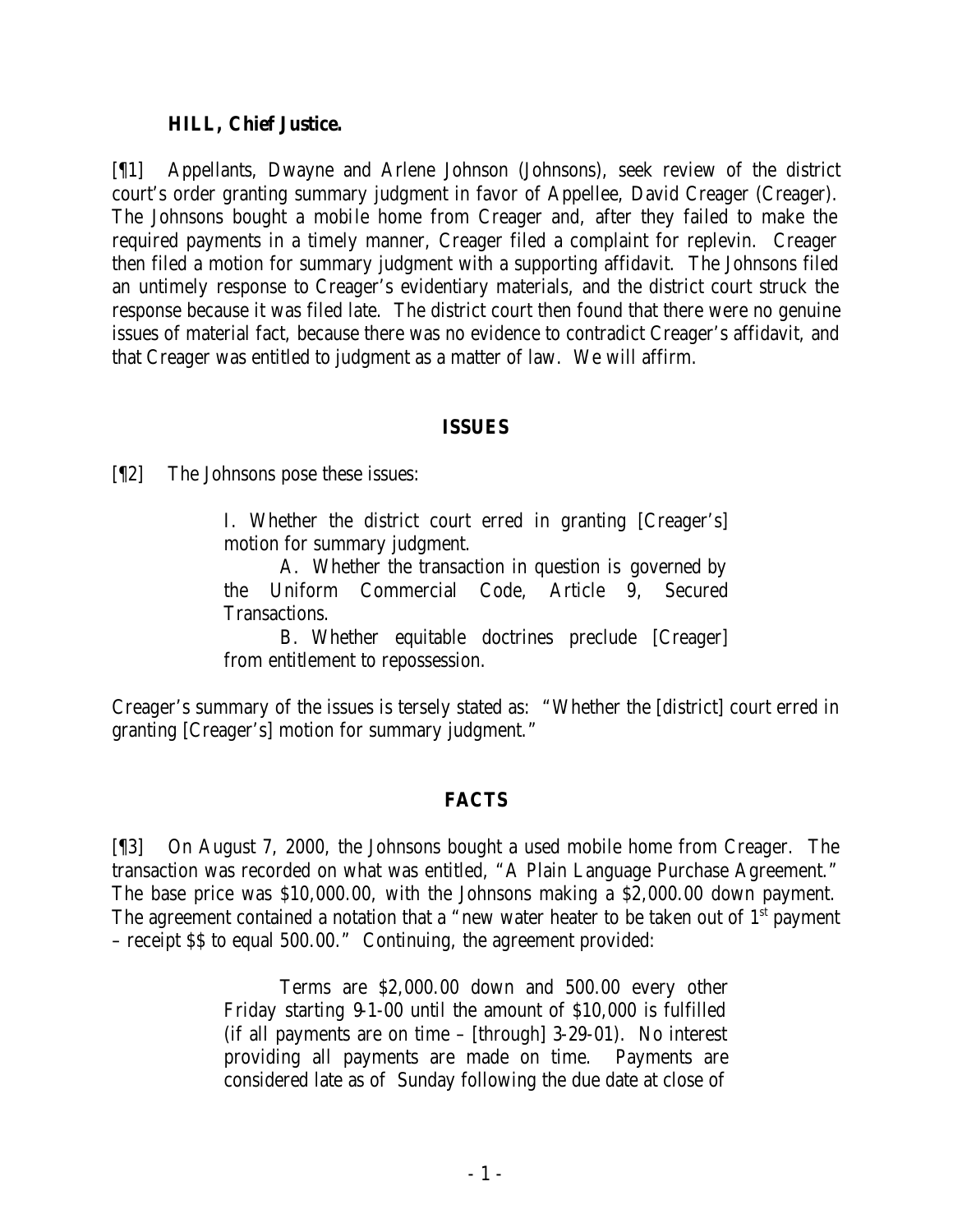**HILL, Chief Justice.**

[¶1] Appellants, Dwayne and Arlene Johnson (Johnsons), seek review of the district court's order granting summary judgment in favor of Appellee, David Creager (Creager). The Johnsons bought a mobile home from Creager and, after they failed to make the required payments in a timely manner, Creager filed a complaint for replevin. Creager then filed a motion for summary judgment with a supporting affidavit. The Johnsons filed an untimely response to Creager's evidentiary materials, and the district court struck the response because it was filed late. The district court then found that there were no genuine issues of material fact, because there was no evidence to contradict Creager's affidavit, and that Creager was entitled to judgment as a matter of law. We will affirm.

## ISSUES

[¶2] The Johnsons pose these issues:

> I. Whether the district court erred in granting [Creager's] motion for summary judgment.
>
> A. Whether the transaction in question is governed by the Uniform Commercial Code, Article 9, Secured Transactions.
>
> B. Whether equitable doctrines preclude [Creager] from entitlement to repossession.

Creager's summary of the issues is tersely stated as: "Whether the [district] court erred in granting [Creager's] motion for summary judgment."

## FACTS

[¶3] On August 7, 2000, the Johnsons bought a used mobile home from Creager. The transaction was recorded on what was entitled, "A Plain Language Purchase Agreement." The base price was $10,000.00, with the Johnsons making a $2,000.00 down payment. The agreement contained a notation that a "new water heater to be taken out of 1st payment – receipt $$ to equal 500.00." Continuing, the agreement provided:

> Terms are $2,000.00 down and 500.00 every other Friday starting 9-1-00 until the amount of $10,000 is fulfilled (if all payments are on time – [through] 3-29-01). No interest providing all payments are made on time. Payments are considered late as of Sunday following the due date at close of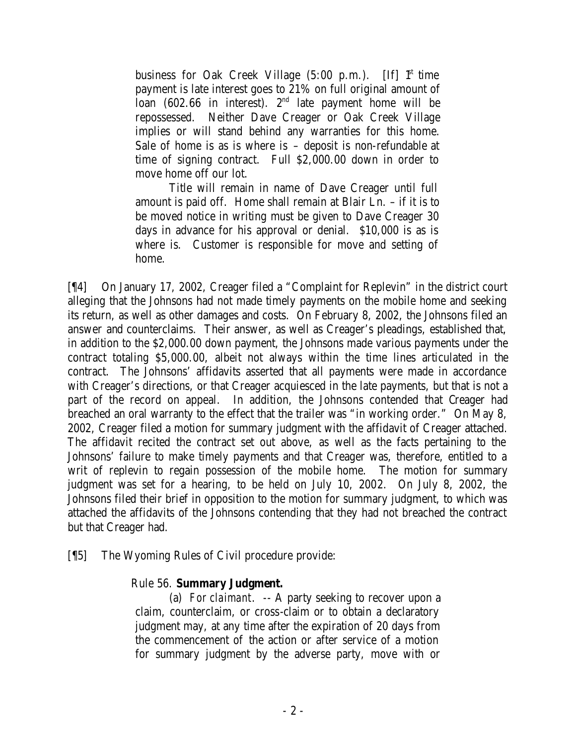> business for Oak Creek Village (5:00 p.m.). [If] 1st time payment is late interest goes to 21% on full original amount of loan (602.66 in interest). 2nd late payment home will be repossessed. Neither Dave Creager or Oak Creek Village implies or will stand behind any warranties for this home. Sale of home is as is where is – deposit is non-refundable at time of signing contract. Full $2,000.00 down in order to move home off our lot.
>
> Title will remain in name of Dave Creager until full amount is paid off. Home shall remain at Blair Ln. – if it is to be moved notice in writing must be given to Dave Creager 30 days in advance for his approval or denial. $10,000 is as is where is. Customer is responsible for move and setting of home.

[¶4] On January 17, 2002, Creager filed a "Complaint for Replevin" in the district court alleging that the Johnsons had not made timely payments on the mobile home and seeking its return, as well as other damages and costs. On February 8, 2002, the Johnsons filed an answer and counterclaims. Their answer, as well as Creager's pleadings, established that, in addition to the $2,000.00 down payment, the Johnsons made various payments under the contract totaling $5,000.00, albeit not always within the time lines articulated in the contract. The Johnsons' affidavits asserted that all payments were made in accordance with Creager's directions, or that Creager acquiesced in the late payments, but that is not a part of the record on appeal. In addition, the Johnsons contended that Creager had breached an oral warranty to the effect that the trailer was "in working order." On May 8, 2002, Creager filed a motion for summary judgment with the affidavit of Creager attached. The affidavit recited the contract set out above, as well as the facts pertaining to the Johnsons' failure to make timely payments and that Creager was, therefore, entitled to a writ of replevin to regain possession of the mobile home. The motion for summary judgment was set for a hearing, to be held on July 10, 2002. On July 8, 2002, the Johnsons filed their brief in opposition to the motion for summary judgment, to which was attached the affidavits of the Johnsons contending that they had not breached the contract but that Creager had.

[¶5] The Wyoming Rules of Civil procedure provide:

> Rule 56. **Summary Judgment.**
>
> (a) *For claimant*. -- A party seeking to recover upon a claim, counterclaim, or cross-claim or to obtain a declaratory judgment may, at any time after the expiration of 20 days from the commencement of the action or after service of a motion for summary judgment by the adverse party, move with or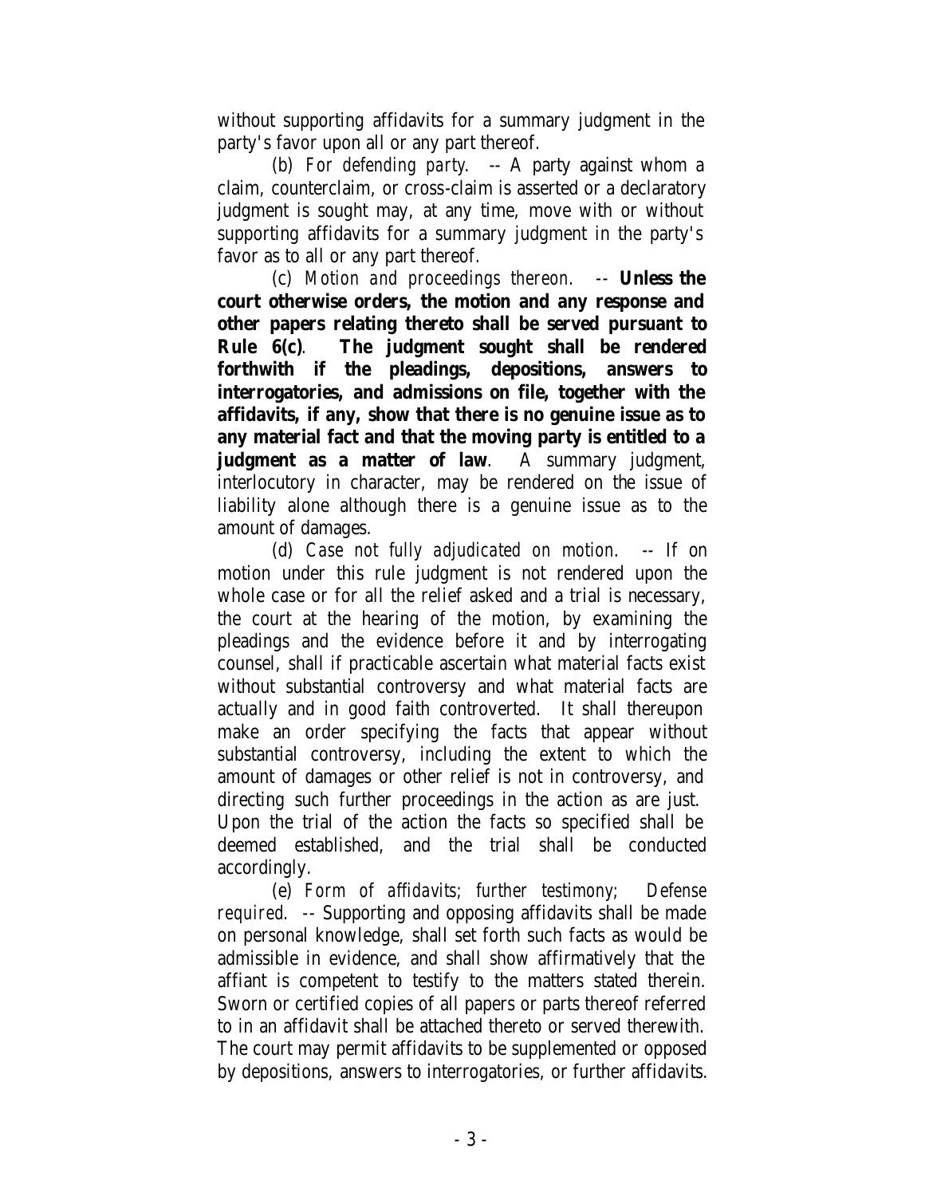without supporting affidavits for a summary judgment in the party's favor upon all or any part thereof.

(b) *For defending party*. -- A party against whom a claim, counterclaim, or cross-claim is asserted or a declaratory judgment is sought may, at any time, move with or without supporting affidavits for a summary judgment in the party's favor as to all or any part thereof.

(c) *Motion and proceedings thereon*. -- **Unless the court otherwise orders, the motion and any response and other papers relating thereto shall be served pursuant to Rule 6(c)**. **The judgment sought shall be rendered forthwith if the pleadings, depositions, answers to interrogatories, and admissions on file, together with the affidavits, if any, show that there is no genuine issue as to any material fact and that the moving party is entitled to a judgment as a matter of law**. A summary judgment, interlocutory in character, may be rendered on the issue of liability alone although there is a genuine issue as to the amount of damages.

(d) *Case not fully adjudicated on motion*. -- If on motion under this rule judgment is not rendered upon the whole case or for all the relief asked and a trial is necessary, the court at the hearing of the motion, by examining the pleadings and the evidence before it and by interrogating counsel, shall if practicable ascertain what material facts exist without substantial controversy and what material facts are actually and in good faith controverted. It shall thereupon make an order specifying the facts that appear without substantial controversy, including the extent to which the amount of damages or other relief is not in controversy, and directing such further proceedings in the action as are just. Upon the trial of the action the facts so specified shall be deemed established, and the trial shall be conducted accordingly.

(e) *Form of affidavits; further testimony; Defense required*. -- Supporting and opposing affidavits shall be made on personal knowledge, shall set forth such facts as would be admissible in evidence, and shall show affirmatively that the affiant is competent to testify to the matters stated therein. Sworn or certified copies of all papers or parts thereof referred to in an affidavit shall be attached thereto or served therewith. The court may permit affidavits to be supplemented or opposed by depositions, answers to interrogatories, or further affidavits.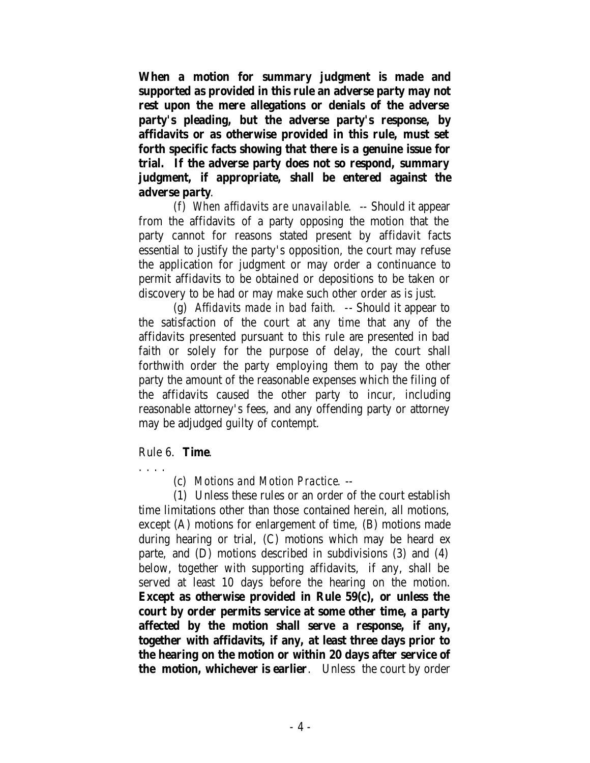**When a motion for summary judgment is made and supported as provided in this rule an adverse party may not rest upon the mere allegations or denials of the adverse party's pleading, but the adverse party's response, by affidavits or as otherwise provided in this rule, must set forth specific facts showing that there is a genuine issue for trial. If the adverse party does not so respond, summary judgment, if appropriate, shall be entered against the adverse party**.

(f) *When affidavits are unavailable*. -- Should it appear from the affidavits of a party opposing the motion that the party cannot for reasons stated present by affidavit facts essential to justify the party's opposition, the court may refuse the application for judgment or may order a continuance to permit affidavits to be obtained or depositions to be taken or discovery to be had or may make such other order as is just.

(g) *Affidavits made in bad faith*. -- Should it appear to the satisfaction of the court at any time that any of the affidavits presented pursuant to this rule are presented in bad faith or solely for the purpose of delay, the court shall forthwith order the party employing them to pay the other party the amount of the reasonable expenses which the filing of the affidavits caused the other party to incur, including reasonable attorney's fees, and any offending party or attorney may be adjudged guilty of contempt.

Rule 6. **Time**.

. . . .

(c) *Motions and Motion Practice*. --

(1) Unless these rules or an order of the court establish time limitations other than those contained herein, all motions, except (A) motions for enlargement of time, (B) motions made during hearing or trial, (C) motions which may be heard ex parte, and (D) motions described in subdivisions (3) and (4) below, together with supporting affidavits, if any, shall be served at least 10 days before the hearing on the motion. **Except as otherwise provided in Rule 59(c), or unless the court by order permits service at some other time, a party affected by the motion shall serve a response, if any, together with affidavits, if any, at least three days prior to the hearing on the motion or within 20 days after service of the motion, whichever is earlier**. Unless the court by order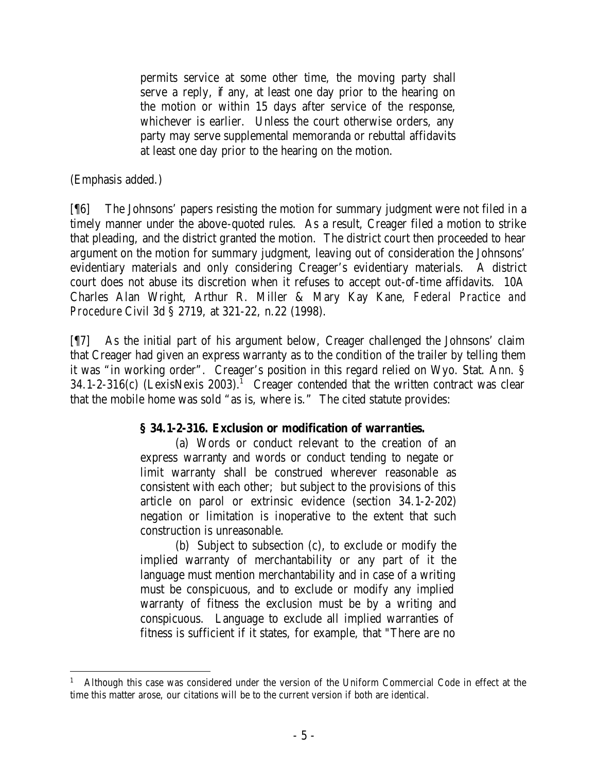> permits service at some other time, the moving party shall serve a reply, if any, at least one day prior to the hearing on the motion or within 15 days after service of the response, whichever is earlier. Unless the court otherwise orders, any party may serve supplemental memoranda or rebuttal affidavits at least one day prior to the hearing on the motion.

(Emphasis added.)

[¶6] The Johnsons' papers resisting the motion for summary judgment were not filed in a timely manner under the above-quoted rules. As a result, Creager filed a motion to strike that pleading, and the district granted the motion. The district court then proceeded to hear argument on the motion for summary judgment, leaving out of consideration the Johnsons' evidentiary materials and only considering Creager's evidentiary materials. A district court does not abuse its discretion when it refuses to accept out-of-time affidavits. 10A Charles Alan Wright, Arthur R. Miller & Mary Kay Kane, *Federal Practice and Procedure* Civil 3d § 2719, at 321-22, n.22 (1998).

[¶7] As the initial part of his argument below, Creager challenged the Johnsons' claim that Creager had given an express warranty as to the condition of the trailer by telling them it was "in working order". Creager's position in this regard relied on Wyo. Stat. Ann. § 34.1-2-316(c) (LexisNexis 2003).[1] Creager contended that the written contract was clear that the mobile home was sold "as is, where is." The cited statute provides:

> **§ 34.1-2-316. Exclusion or modification of warranties.**
>
> (a) Words or conduct relevant to the creation of an express warranty and words or conduct tending to negate or limit warranty shall be construed wherever reasonable as consistent with each other; but subject to the provisions of this article on parol or extrinsic evidence (section 34.1-2-202) negation or limitation is inoperative to the extent that such construction is unreasonable.
>
> (b) Subject to subsection (c), to exclude or modify the implied warranty of merchantability or any part of it the language must mention merchantability and in case of a writing must be conspicuous, and to exclude or modify any implied warranty of fitness the exclusion must be by a writing and conspicuous. Language to exclude all implied warranties of fitness is sufficient if it states, for example, that "There are no

[1] Although this case was considered under the version of the Uniform Commercial Code in effect at the time this matter arose, our citations will be to the current version if both are identical.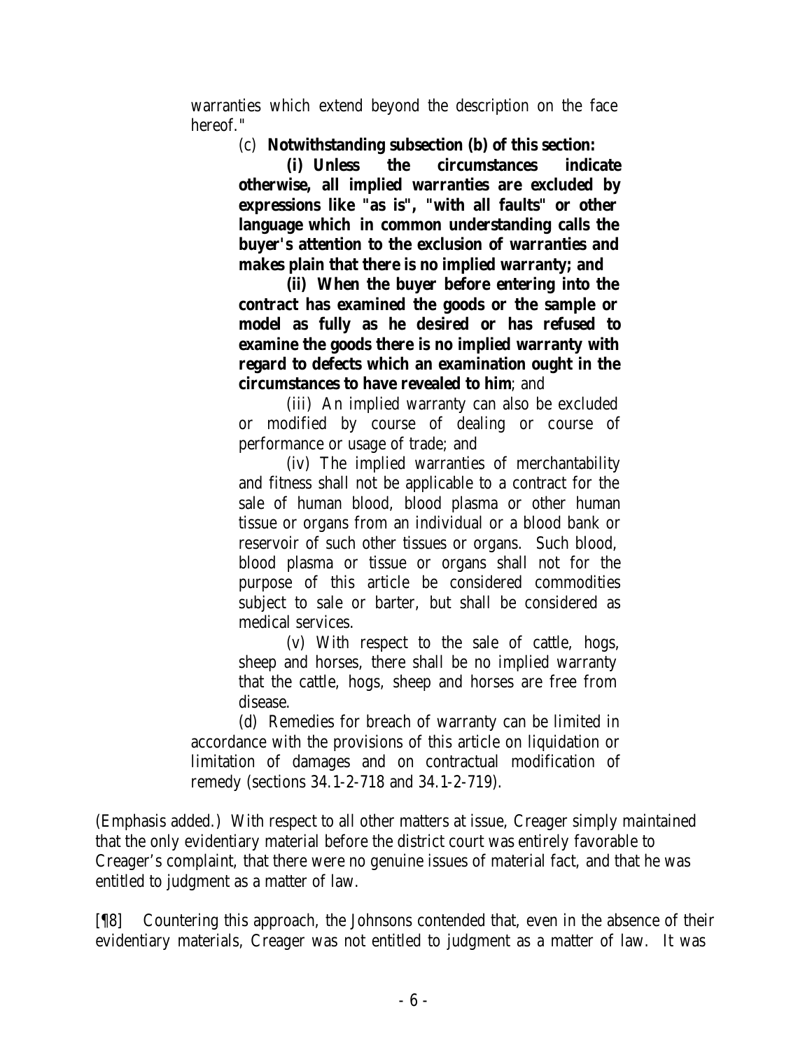warranties which extend beyond the description on the face hereof."

> (c) **Notwithstanding subsection (b) of this section:**
>
> **(i) Unless the circumstances indicate otherwise, all implied warranties are excluded by expressions like "as is", "with all faults" or other language which in common understanding calls the buyer's attention to the exclusion of warranties and makes plain that there is no implied warranty; and**
>
> **(ii) When the buyer before entering into the contract has examined the goods or the sample or model as fully as he desired or has refused to examine the goods there is no implied warranty with regard to defects which an examination ought in the circumstances to have revealed to him**; and
>
> (iii) An implied warranty can also be excluded or modified by course of dealing or course of performance or usage of trade; and
>
> (iv) The implied warranties of merchantability and fitness shall not be applicable to a contract for the sale of human blood, blood plasma or other human tissue or organs from an individual or a blood bank or reservoir of such other tissues or organs. Such blood, blood plasma or tissue or organs shall not for the purpose of this article be considered commodities subject to sale or barter, but shall be considered as medical services.
>
> (v) With respect to the sale of cattle, hogs, sheep and horses, there shall be no implied warranty that the cattle, hogs, sheep and horses are free from disease.
>
> (d) Remedies for breach of warranty can be limited in accordance with the provisions of this article on liquidation or limitation of damages and on contractual modification of remedy (sections 34.1-2-718 and 34.1-2-719).

(Emphasis added.) With respect to all other matters at issue, Creager simply maintained that the only evidentiary material before the district court was entirely favorable to Creager's complaint, that there were no genuine issues of material fact, and that he was entitled to judgment as a matter of law.

[¶8] Countering this approach, the Johnsons contended that, even in the absence of their evidentiary materials, Creager was not entitled to judgment as a matter of law. It was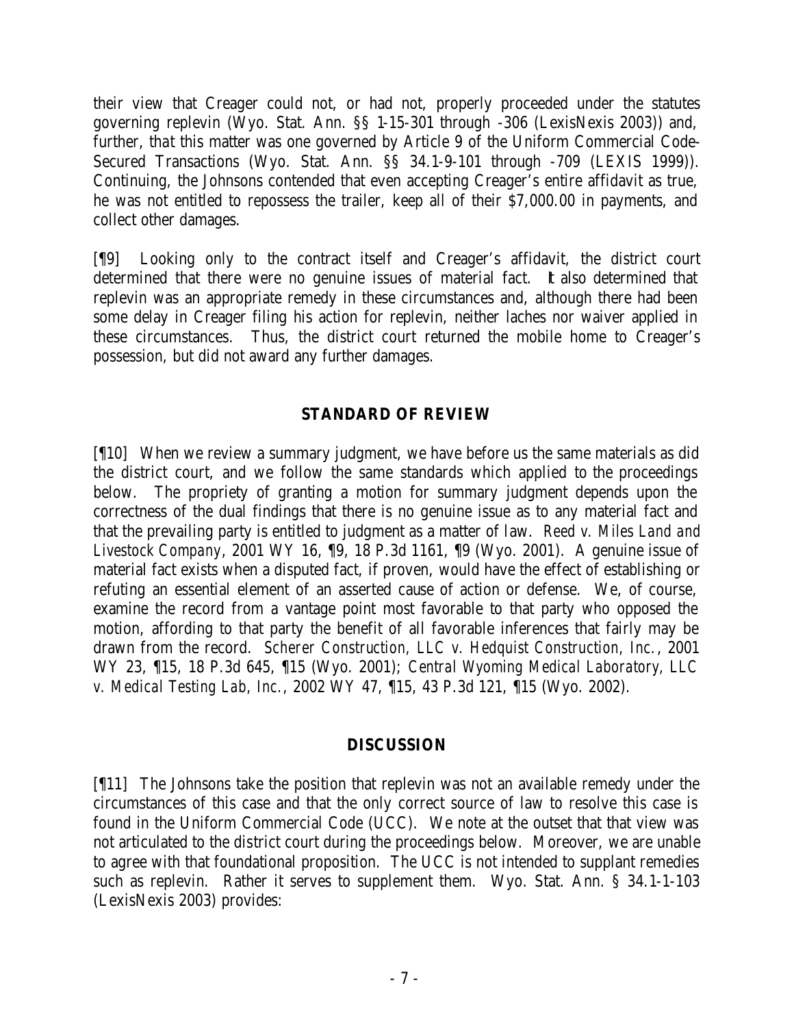their view that Creager could not, or had not, properly proceeded under the statutes governing replevin (Wyo. Stat. Ann. §§ 1-15-301 through -306 (LexisNexis 2003)) and, further, that this matter was one governed by Article 9 of the Uniform Commercial Code-Secured Transactions (Wyo. Stat. Ann. §§ 34.1-9-101 through -709 (LEXIS 1999)). Continuing, the Johnsons contended that even accepting Creager's entire affidavit as true, he was not entitled to repossess the trailer, keep all of their $7,000.00 in payments, and collect other damages.

[¶9] Looking only to the contract itself and Creager's affidavit, the district court determined that there were no genuine issues of material fact. It also determined that replevin was an appropriate remedy in these circumstances and, although there had been some delay in Creager filing his action for replevin, neither laches nor waiver applied in these circumstances. Thus, the district court returned the mobile home to Creager's possession, but did not award any further damages.

## STANDARD OF REVIEW

[¶10] When we review a summary judgment, we have before us the same materials as did the district court, and we follow the same standards which applied to the proceedings below. The propriety of granting a motion for summary judgment depends upon the correctness of the dual findings that there is no genuine issue as to any material fact and that the prevailing party is entitled to judgment as a matter of law. *Reed v. Miles Land and Livestock Company*, 2001 WY 16, ¶9, 18 P.3d 1161, ¶9 (Wyo. 2001). A genuine issue of material fact exists when a disputed fact, if proven, would have the effect of establishing or refuting an essential element of an asserted cause of action or defense. We, of course, examine the record from a vantage point most favorable to that party who opposed the motion, affording to that party the benefit of all favorable inferences that fairly may be drawn from the record. *Scherer Construction, LLC v. Hedquist Construction, Inc.*, 2001 WY 23, ¶15, 18 P.3d 645, ¶15 (Wyo. 2001); *Central Wyoming Medical Laboratory, LLC v. Medical Testing Lab, Inc.*, 2002 WY 47, ¶15, 43 P.3d 121, ¶15 (Wyo. 2002).

## DISCUSSION

[¶11] The Johnsons take the position that replevin was not an available remedy under the circumstances of this case and that the only correct source of law to resolve this case is found in the Uniform Commercial Code (UCC). We note at the outset that that view was not articulated to the district court during the proceedings below. Moreover, we are unable to agree with that foundational proposition. The UCC is not intended to supplant remedies such as replevin. Rather it serves to supplement them. Wyo. Stat. Ann. § 34.1-1-103 (LexisNexis 2003) provides: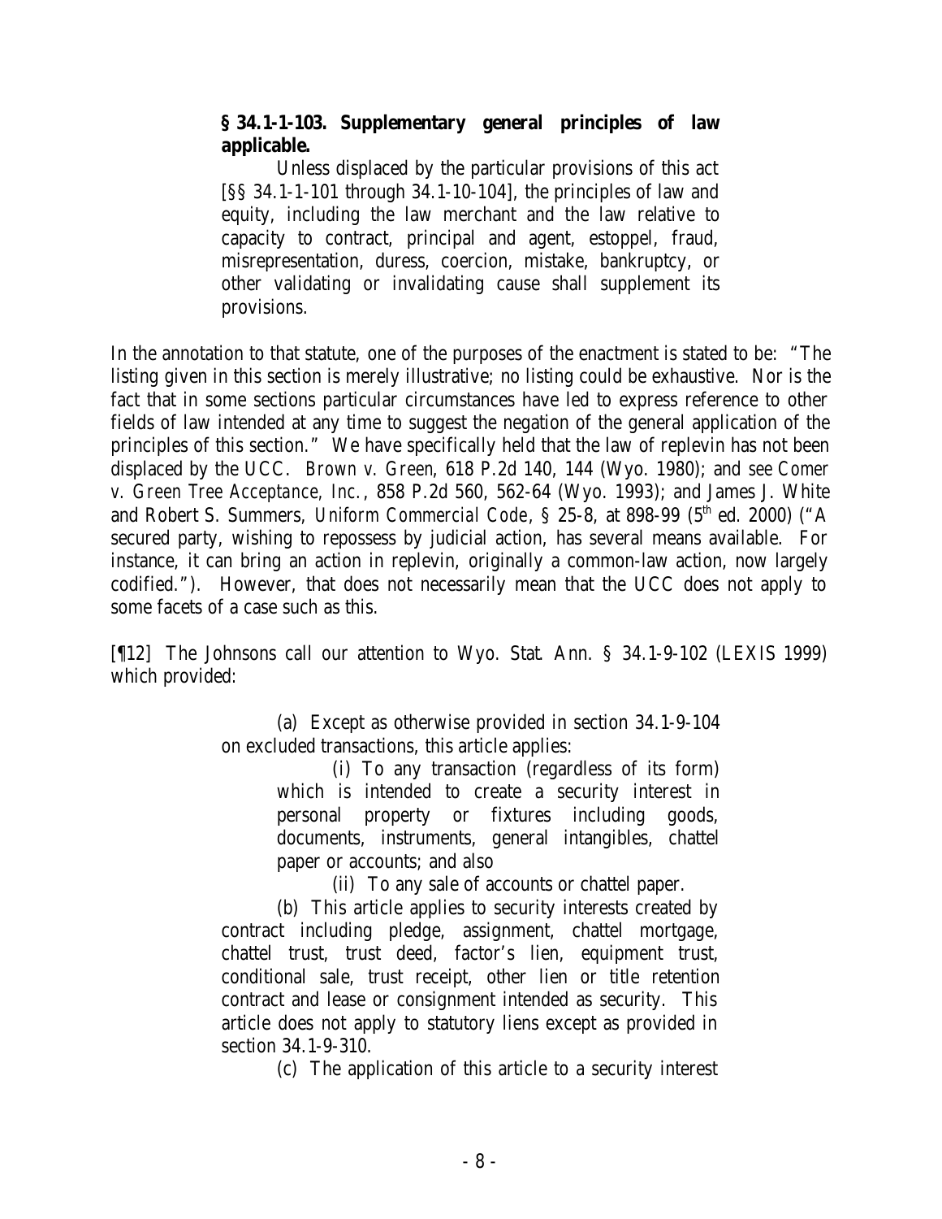> **§ 34.1-1-103. Supplementary general principles of law applicable.**
>
> Unless displaced by the particular provisions of this act [§§ 34.1-1-101 through 34.1-10-104], the principles of law and equity, including the law merchant and the law relative to capacity to contract, principal and agent, estoppel, fraud, misrepresentation, duress, coercion, mistake, bankruptcy, or other validating or invalidating cause shall supplement its provisions.

In the annotation to that statute, one of the purposes of the enactment is stated to be: "The listing given in this section is merely illustrative; no listing could be exhaustive. Nor is the fact that in some sections particular circumstances have led to express reference to other fields of law intended at any time to suggest the negation of the general application of the principles of this section." We have specifically held that the law of replevin has not been displaced by the UCC. *Brown v. Green*, 618 P.2d 140, 144 (Wyo. 1980); and *see Comer v. Green Tree Acceptance, Inc.*, 858 P.2d 560, 562-64 (Wyo. 1993); and James J. White and Robert S. Summers, *Uniform Commercial Code*, § 25-8, at 898-99 (5th ed. 2000) ("A secured party, wishing to repossess by judicial action, has several means available. For instance, it can bring an action in replevin, originally a common-law action, now largely codified."). However, that does not necessarily mean that the UCC does not apply to some facets of a case such as this.

[¶12] The Johnsons call our attention to Wyo. Stat. Ann. § 34.1-9-102 (LEXIS 1999) which provided:

> (a) Except as otherwise provided in section 34.1-9-104 on excluded transactions, this article applies:
>
> > (i) To any transaction (regardless of its form) which is intended to create a security interest in personal property or fixtures including goods, documents, instruments, general intangibles, chattel paper or accounts; and also
> >
> > (ii) To any sale of accounts or chattel paper.
>
> (b) This article applies to security interests created by contract including pledge, assignment, chattel mortgage, chattel trust, trust deed, factor's lien, equipment trust, conditional sale, trust receipt, other lien or title retention contract and lease or consignment intended as security. This article does not apply to statutory liens except as provided in section 34.1-9-310.
>
> (c) The application of this article to a security interest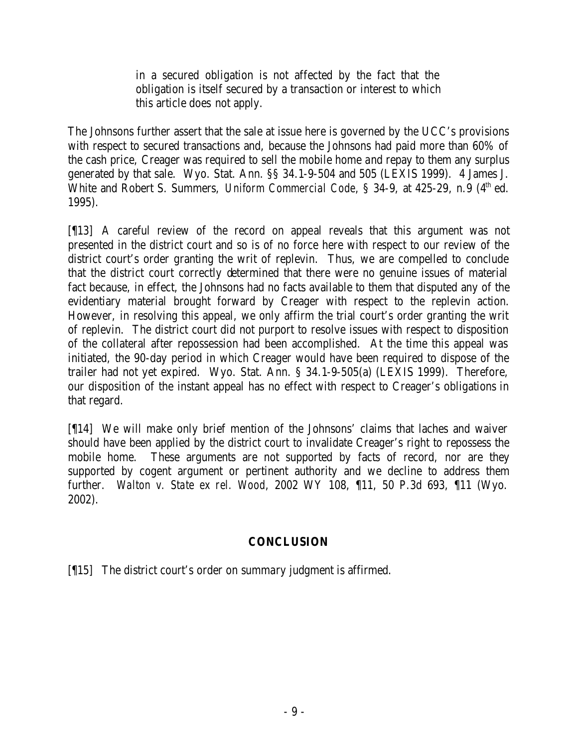> in a secured obligation is not affected by the fact that the obligation is itself secured by a transaction or interest to which this article does not apply.

The Johnsons further assert that the sale at issue here is governed by the UCC's provisions with respect to secured transactions and, because the Johnsons had paid more than 60% of the cash price, Creager was required to sell the mobile home and repay to them any surplus generated by that sale. Wyo. Stat. Ann. §§ 34.1-9-504 and 505 (LEXIS 1999). 4 James J. White and Robert S. Summers, *Uniform Commercial Code*, § 34-9, at 425-29, n.9 (4th ed. 1995).

[¶13] A careful review of the record on appeal reveals that this argument was not presented in the district court and so is of no force here with respect to our review of the district court's order granting the writ of replevin. Thus, we are compelled to conclude that the district court correctly determined that there were no genuine issues of material fact because, in effect, the Johnsons had no facts available to them that disputed any of the evidentiary material brought forward by Creager with respect to the replevin action. However, in resolving this appeal, we only affirm the trial court's order granting the writ of replevin. The district court did not purport to resolve issues with respect to disposition of the collateral after repossession had been accomplished. At the time this appeal was initiated, the 90-day period in which Creager would have been required to dispose of the trailer had not yet expired. Wyo. Stat. Ann. § 34.1-9-505(a) (LEXIS 1999). Therefore, our disposition of the instant appeal has no effect with respect to Creager's obligations in that regard.

[¶14] We will make only brief mention of the Johnsons' claims that laches and waiver should have been applied by the district court to invalidate Creager's right to repossess the mobile home. These arguments are not supported by facts of record, nor are they supported by cogent argument or pertinent authority and we decline to address them further. *Walton v. State ex rel. Wood*, 2002 WY 108, ¶11, 50 P.3d 693, ¶11 (Wyo. 2002).

## CONCLUSION

[¶15] The district court's order on summary judgment is affirmed.